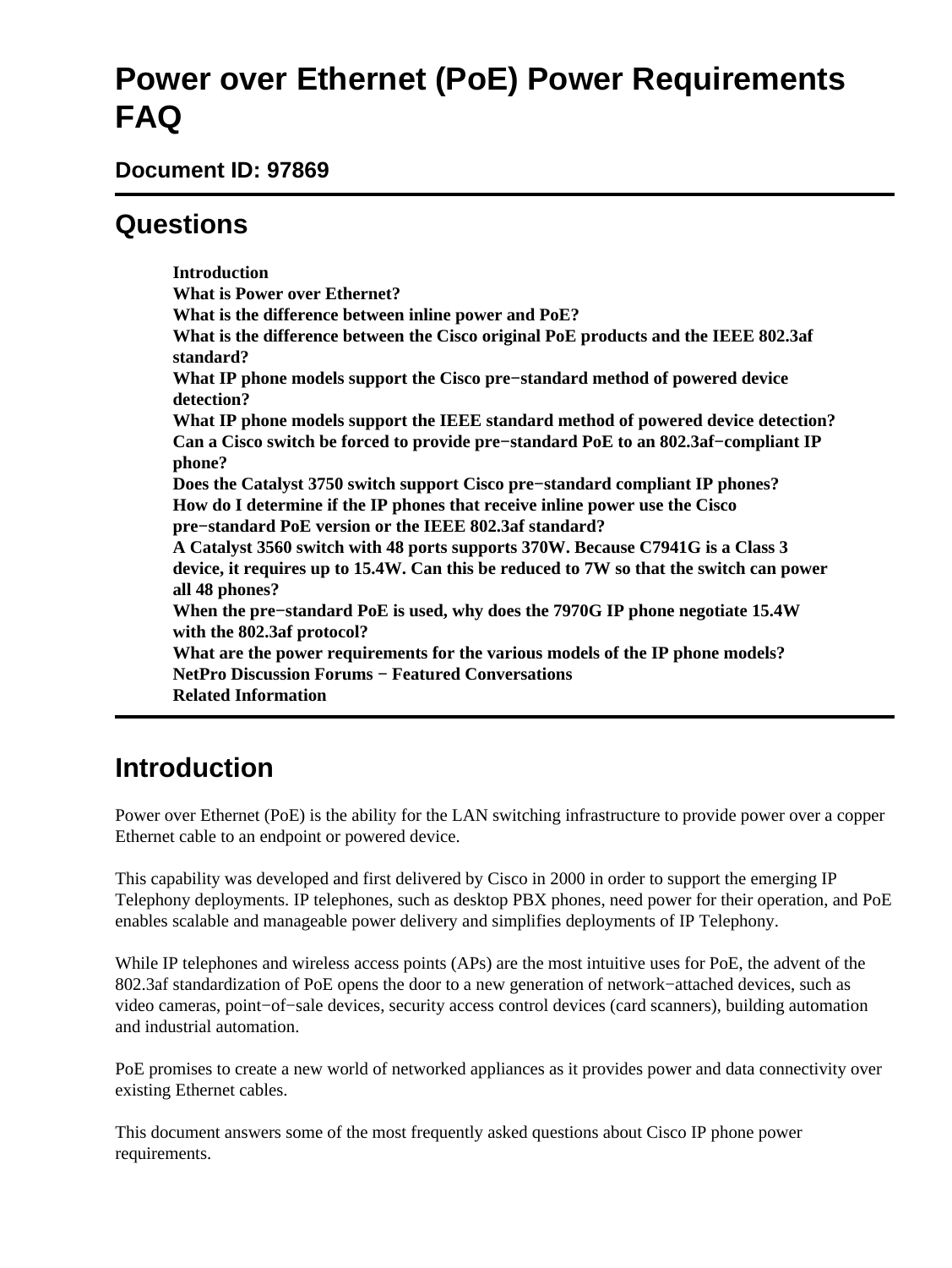# Power over Ethernet (PoE) Power Requirements FAQ

## Document ID: 97869

## Questions

**Introduction**
**What is Power over Ethernet?**
**What is the difference between inline power and PoE?**
**What is the difference between the Cisco original PoE products and the IEEE 802.3af standard?**
**What IP phone models support the Cisco pre−standard method of powered device detection?**
**What IP phone models support the IEEE standard method of powered device detection?**
**Can a Cisco switch be forced to provide pre−standard PoE to an 802.3af−compliant IP phone?**
**Does the Catalyst 3750 switch support Cisco pre−standard compliant IP phones?**
**How do I determine if the IP phones that receive inline power use the Cisco pre−standard PoE version or the IEEE 802.3af standard?**
**A Catalyst 3560 switch with 48 ports supports 370W. Because C7941G is a Class 3 device, it requires up to 15.4W. Can this be reduced to 7W so that the switch can power all 48 phones?**
**When the pre−standard PoE is used, why does the 7970G IP phone negotiate 15.4W with the 802.3af protocol?**
**What are the power requirements for the various models of the IP phone models?**
**NetPro Discussion Forums − Featured Conversations**
**Related Information**

## Introduction

Power over Ethernet (PoE) is the ability for the LAN switching infrastructure to provide power over a copper Ethernet cable to an endpoint or powered device.

This capability was developed and first delivered by Cisco in 2000 in order to support the emerging IP Telephony deployments. IP telephones, such as desktop PBX phones, need power for their operation, and PoE enables scalable and manageable power delivery and simplifies deployments of IP Telephony.

While IP telephones and wireless access points (APs) are the most intuitive uses for PoE, the advent of the 802.3af standardization of PoE opens the door to a new generation of network−attached devices, such as video cameras, point−of−sale devices, security access control devices (card scanners), building automation and industrial automation.

PoE promises to create a new world of networked appliances as it provides power and data connectivity over existing Ethernet cables.

This document answers some of the most frequently asked questions about Cisco IP phone power requirements.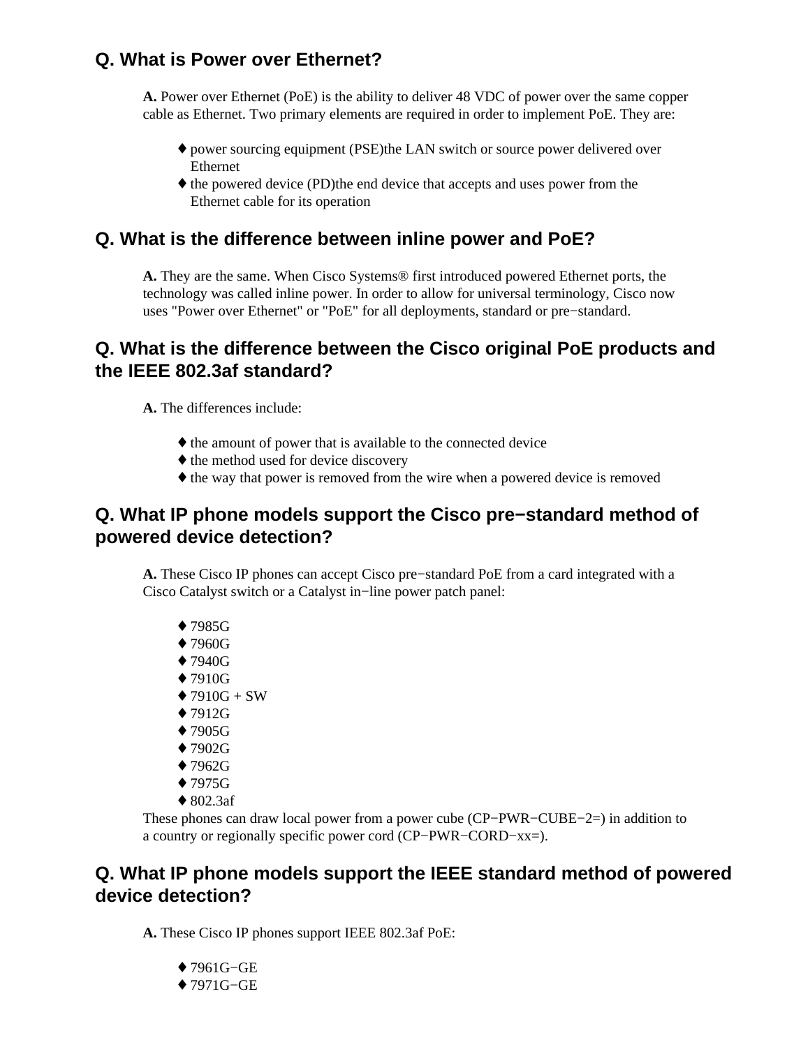## Q. What is Power over Ethernet?

**A.** Power over Ethernet (PoE) is the ability to deliver 48 VDC of power over the same copper cable as Ethernet. Two primary elements are required in order to implement PoE. They are:

- power sourcing equipment (PSE)the LAN switch or source power delivered over Ethernet
- the powered device (PD)the end device that accepts and uses power from the Ethernet cable for its operation

## Q. What is the difference between inline power and PoE?

**A.** They are the same. When Cisco Systems® first introduced powered Ethernet ports, the technology was called inline power. In order to allow for universal terminology, Cisco now uses "Power over Ethernet" or "PoE" for all deployments, standard or pre−standard.

## Q. What is the difference between the Cisco original PoE products and the IEEE 802.3af standard?

**A.** The differences include:

- the amount of power that is available to the connected device
- the method used for device discovery
- the way that power is removed from the wire when a powered device is removed

## Q. What IP phone models support the Cisco pre−standard method of powered device detection?

**A.** These Cisco IP phones can accept Cisco pre−standard PoE from a card integrated with a Cisco Catalyst switch or a Catalyst in−line power patch panel:

- 7985G
- 7960G
- 7940G
- 7910G
- 7910G + SW
- 7912G
- 7905G
- 7902G
- 7962G
- 7975G
- 802.3af

These phones can draw local power from a power cube (CP−PWR−CUBE−2=) in addition to a country or regionally specific power cord (CP−PWR−CORD−xx=).

## Q. What IP phone models support the IEEE standard method of powered device detection?

**A.** These Cisco IP phones support IEEE 802.3af PoE:

- 7961G−GE
- 7971G−GE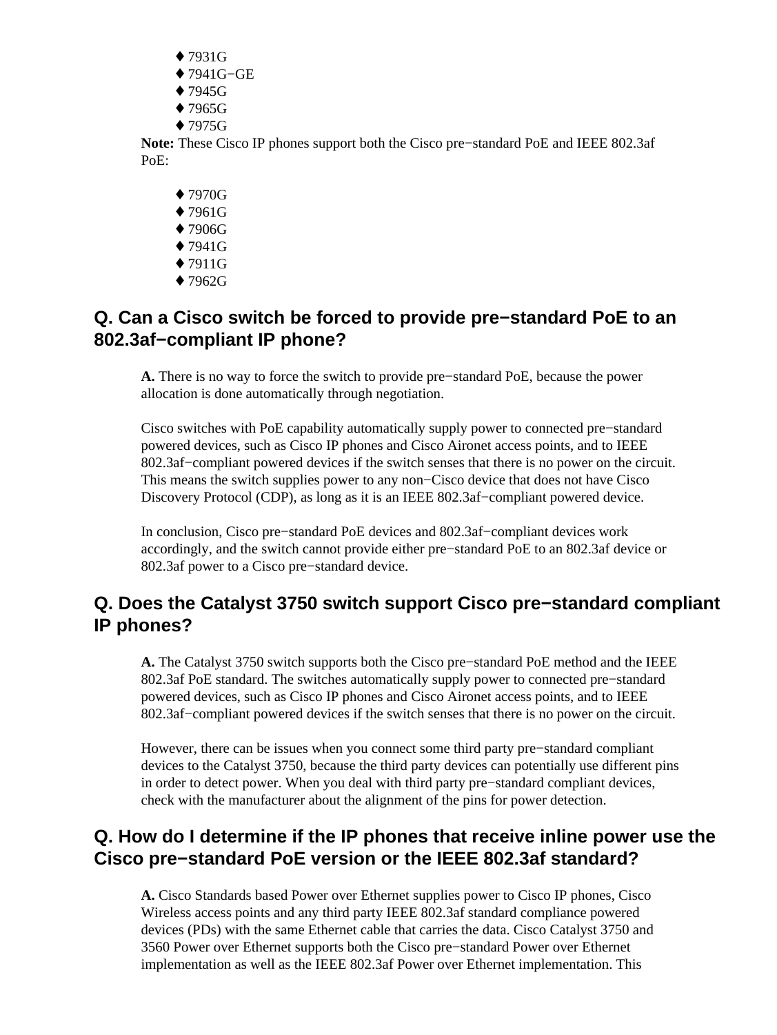- ♦ 7931G
- ♦ 7941G−GE
- ♦ 7945G
- ♦ 7965G
- ♦ 7975G

**Note:** These Cisco IP phones support both the Cisco pre−standard PoE and IEEE 802.3af PoE:

- ♦ 7970G
- ♦ 7961G
- ♦ 7906G
- ♦ 7941G
- ♦ 7911G
- ♦ 7962G

## Q. Can a Cisco switch be forced to provide pre−standard PoE to an 802.3af−compliant IP phone?

**A.** There is no way to force the switch to provide pre−standard PoE, because the power allocation is done automatically through negotiation.

Cisco switches with PoE capability automatically supply power to connected pre−standard powered devices, such as Cisco IP phones and Cisco Aironet access points, and to IEEE 802.3af−compliant powered devices if the switch senses that there is no power on the circuit. This means the switch supplies power to any non−Cisco device that does not have Cisco Discovery Protocol (CDP), as long as it is an IEEE 802.3af−compliant powered device.

In conclusion, Cisco pre−standard PoE devices and 802.3af−compliant devices work accordingly, and the switch cannot provide either pre−standard PoE to an 802.3af device or 802.3af power to a Cisco pre−standard device.

## Q. Does the Catalyst 3750 switch support Cisco pre−standard compliant IP phones?

**A.** The Catalyst 3750 switch supports both the Cisco pre−standard PoE method and the IEEE 802.3af PoE standard. The switches automatically supply power to connected pre−standard powered devices, such as Cisco IP phones and Cisco Aironet access points, and to IEEE 802.3af−compliant powered devices if the switch senses that there is no power on the circuit.

However, there can be issues when you connect some third party pre−standard compliant devices to the Catalyst 3750, because the third party devices can potentially use different pins in order to detect power. When you deal with third party pre−standard compliant devices, check with the manufacturer about the alignment of the pins for power detection.

## Q. How do I determine if the IP phones that receive inline power use the Cisco pre−standard PoE version or the IEEE 802.3af standard?

**A.** Cisco Standards based Power over Ethernet supplies power to Cisco IP phones, Cisco Wireless access points and any third party IEEE 802.3af standard compliance powered devices (PDs) with the same Ethernet cable that carries the data. Cisco Catalyst 3750 and 3560 Power over Ethernet supports both the Cisco pre−standard Power over Ethernet implementation as well as the IEEE 802.3af Power over Ethernet implementation. This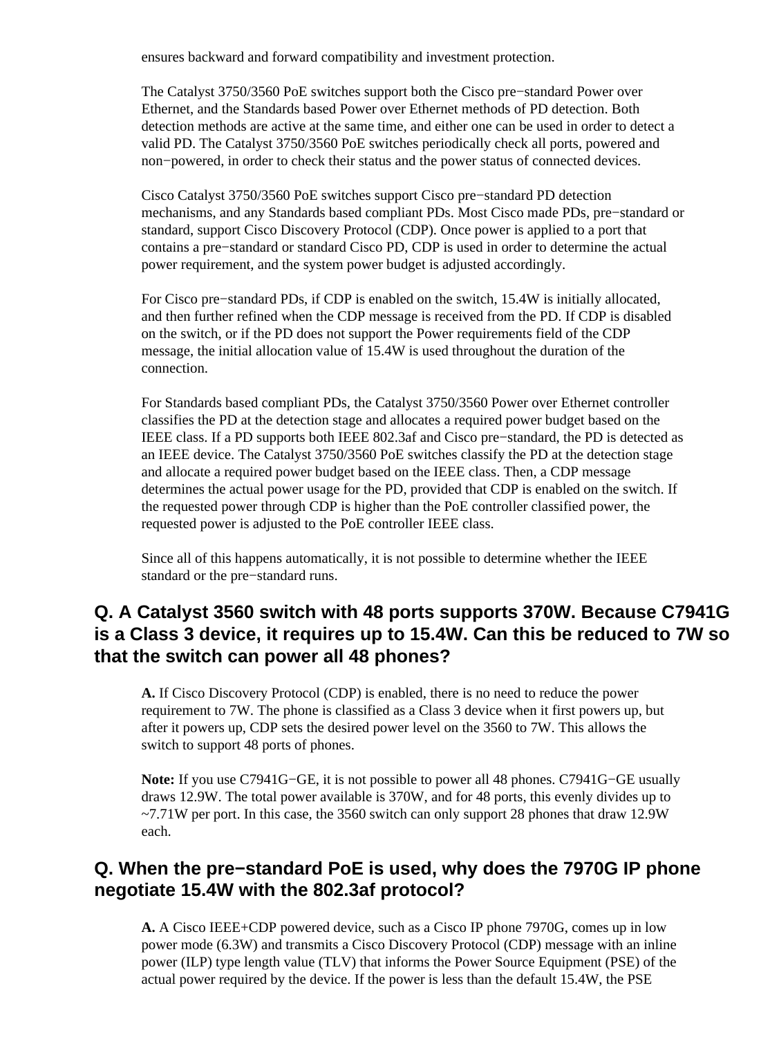ensures backward and forward compatibility and investment protection.

The Catalyst 3750/3560 PoE switches support both the Cisco pre−standard Power over Ethernet, and the Standards based Power over Ethernet methods of PD detection. Both detection methods are active at the same time, and either one can be used in order to detect a valid PD. The Catalyst 3750/3560 PoE switches periodically check all ports, powered and non−powered, in order to check their status and the power status of connected devices.

Cisco Catalyst 3750/3560 PoE switches support Cisco pre−standard PD detection mechanisms, and any Standards based compliant PDs. Most Cisco made PDs, pre−standard or standard, support Cisco Discovery Protocol (CDP). Once power is applied to a port that contains a pre−standard or standard Cisco PD, CDP is used in order to determine the actual power requirement, and the system power budget is adjusted accordingly.

For Cisco pre−standard PDs, if CDP is enabled on the switch, 15.4W is initially allocated, and then further refined when the CDP message is received from the PD. If CDP is disabled on the switch, or if the PD does not support the Power requirements field of the CDP message, the initial allocation value of 15.4W is used throughout the duration of the connection.

For Standards based compliant PDs, the Catalyst 3750/3560 Power over Ethernet controller classifies the PD at the detection stage and allocates a required power budget based on the IEEE class. If a PD supports both IEEE 802.3af and Cisco pre−standard, the PD is detected as an IEEE device. The Catalyst 3750/3560 PoE switches classify the PD at the detection stage and allocate a required power budget based on the IEEE class. Then, a CDP message determines the actual power usage for the PD, provided that CDP is enabled on the switch. If the requested power through CDP is higher than the PoE controller classified power, the requested power is adjusted to the PoE controller IEEE class.

Since all of this happens automatically, it is not possible to determine whether the IEEE standard or the pre−standard runs.

## Q. A Catalyst 3560 switch with 48 ports supports 370W. Because C7941G is a Class 3 device, it requires up to 15.4W. Can this be reduced to 7W so that the switch can power all 48 phones?

**A.** If Cisco Discovery Protocol (CDP) is enabled, there is no need to reduce the power requirement to 7W. The phone is classified as a Class 3 device when it first powers up, but after it powers up, CDP sets the desired power level on the 3560 to 7W. This allows the switch to support 48 ports of phones.

**Note:** If you use C7941G−GE, it is not possible to power all 48 phones. C7941G−GE usually draws 12.9W. The total power available is 370W, and for 48 ports, this evenly divides up to ~7.71W per port. In this case, the 3560 switch can only support 28 phones that draw 12.9W each.

## Q. When the pre−standard PoE is used, why does the 7970G IP phone negotiate 15.4W with the 802.3af protocol?

**A.** A Cisco IEEE+CDP powered device, such as a Cisco IP phone 7970G, comes up in low power mode (6.3W) and transmits a Cisco Discovery Protocol (CDP) message with an inline power (ILP) type length value (TLV) that informs the Power Source Equipment (PSE) of the actual power required by the device. If the power is less than the default 15.4W, the PSE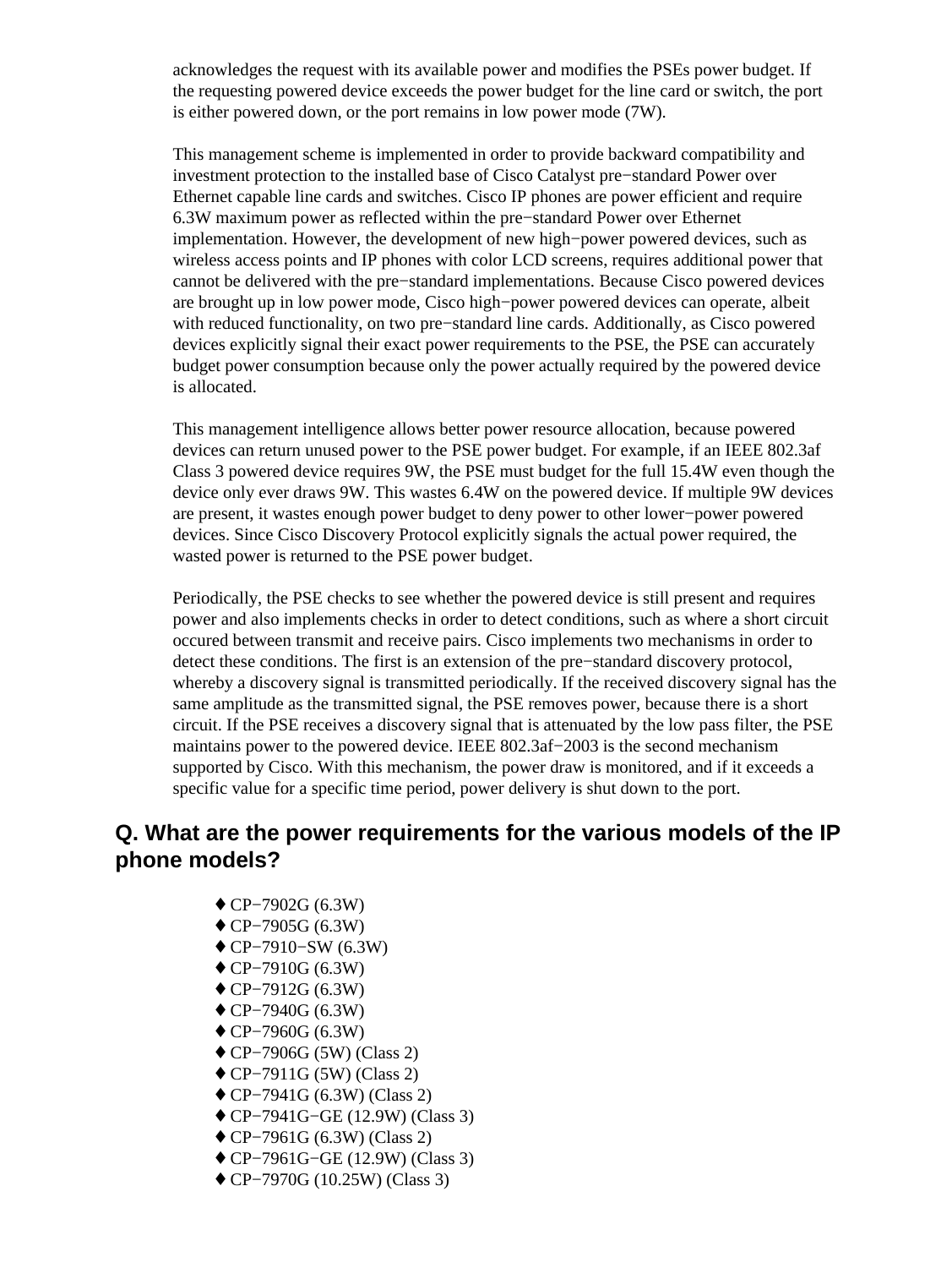acknowledges the request with its available power and modifies the PSEs power budget. If the requesting powered device exceeds the power budget for the line card or switch, the port is either powered down, or the port remains in low power mode (7W).

This management scheme is implemented in order to provide backward compatibility and investment protection to the installed base of Cisco Catalyst pre−standard Power over Ethernet capable line cards and switches. Cisco IP phones are power efficient and require 6.3W maximum power as reflected within the pre−standard Power over Ethernet implementation. However, the development of new high−power powered devices, such as wireless access points and IP phones with color LCD screens, requires additional power that cannot be delivered with the pre−standard implementations. Because Cisco powered devices are brought up in low power mode, Cisco high−power powered devices can operate, albeit with reduced functionality, on two pre−standard line cards. Additionally, as Cisco powered devices explicitly signal their exact power requirements to the PSE, the PSE can accurately budget power consumption because only the power actually required by the powered device is allocated.

This management intelligence allows better power resource allocation, because powered devices can return unused power to the PSE power budget. For example, if an IEEE 802.3af Class 3 powered device requires 9W, the PSE must budget for the full 15.4W even though the device only ever draws 9W. This wastes 6.4W on the powered device. If multiple 9W devices are present, it wastes enough power budget to deny power to other lower−power powered devices. Since Cisco Discovery Protocol explicitly signals the actual power required, the wasted power is returned to the PSE power budget.

Periodically, the PSE checks to see whether the powered device is still present and requires power and also implements checks in order to detect conditions, such as where a short circuit occured between transmit and receive pairs. Cisco implements two mechanisms in order to detect these conditions. The first is an extension of the pre−standard discovery protocol, whereby a discovery signal is transmitted periodically. If the received discovery signal has the same amplitude as the transmitted signal, the PSE removes power, because there is a short circuit. If the PSE receives a discovery signal that is attenuated by the low pass filter, the PSE maintains power to the powered device. IEEE 802.3af−2003 is the second mechanism supported by Cisco. With this mechanism, the power draw is monitored, and if it exceeds a specific value for a specific time period, power delivery is shut down to the port.

## Q. What are the power requirements for the various models of the IP phone models?

- CP−7902G (6.3W)
- CP−7905G (6.3W)
- CP−7910−SW (6.3W)
- CP−7910G (6.3W)
- CP−7912G (6.3W)
- CP−7940G (6.3W)
- CP−7960G (6.3W)
- CP−7906G (5W) (Class 2)
- CP−7911G (5W) (Class 2)
- CP−7941G (6.3W) (Class 2)
- CP−7941G−GE (12.9W) (Class 3)
- CP−7961G (6.3W) (Class 2)
- CP−7961G−GE (12.9W) (Class 3)
- CP−7970G (10.25W) (Class 3)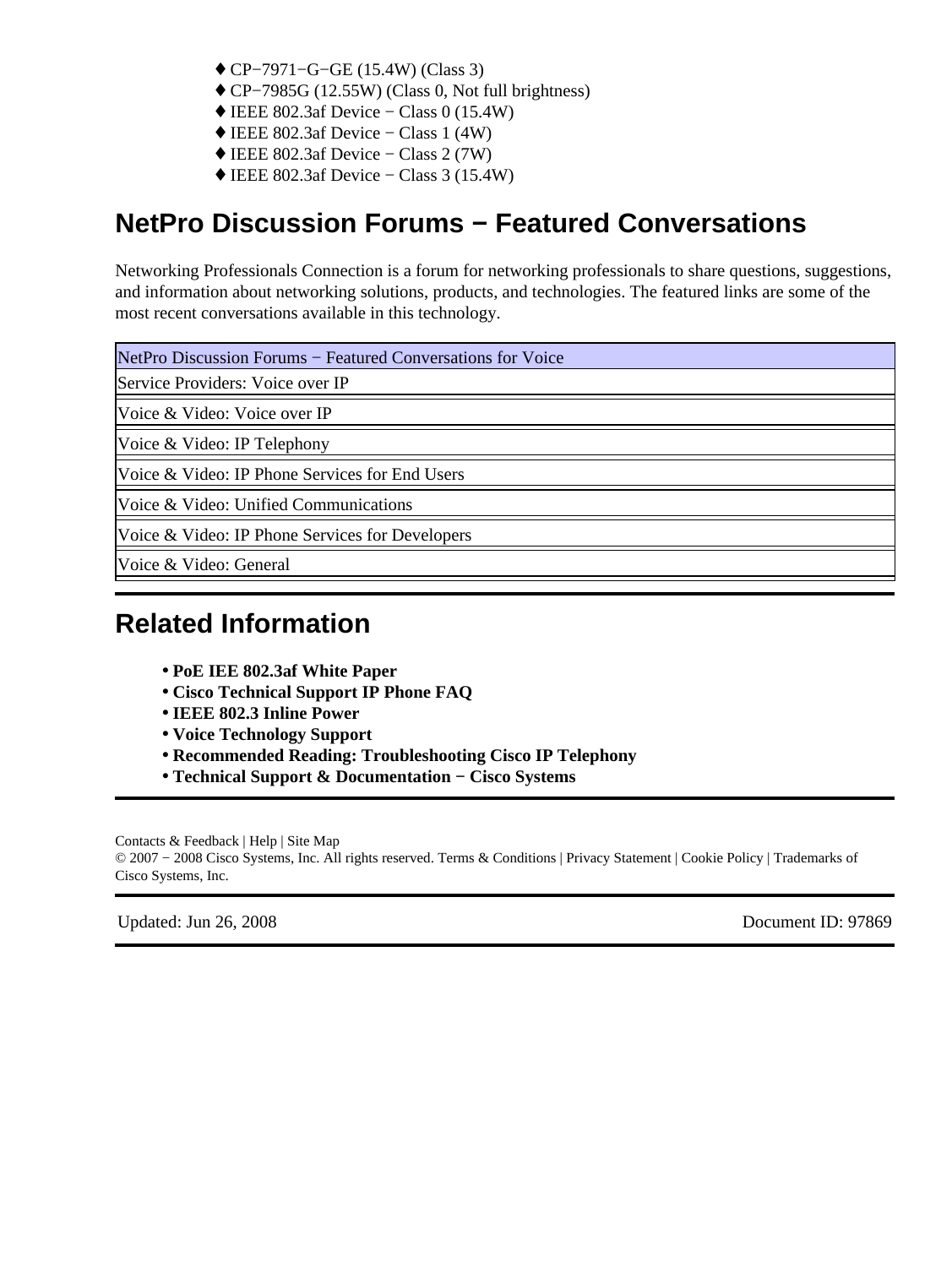- CP−7971−G−GE (15.4W) (Class 3)
- CP−7985G (12.55W) (Class 0, Not full brightness)
- IEEE 802.3af Device − Class 0 (15.4W)
- IEEE 802.3af Device − Class 1 (4W)
- IEEE 802.3af Device − Class 2 (7W)
- IEEE 802.3af Device − Class 3 (15.4W)

## NetPro Discussion Forums − Featured Conversations

Networking Professionals Connection is a forum for networking professionals to share questions, suggestions, and information about networking solutions, products, and technologies. The featured links are some of the most recent conversations available in this technology.

| NetPro Discussion Forums − Featured Conversations for Voice |
|---|
| Service Providers: Voice over IP |
| Voice & Video: Voice over IP |
| Voice & Video: IP Telephony |
| Voice & Video: IP Phone Services for End Users |
| Voice & Video: Unified Communications |
| Voice & Video: IP Phone Services for Developers |
| Voice & Video: General |

## Related Information

- **PoE IEEE 802.3af White Paper**
- **Cisco Technical Support IP Phone FAQ**
- **IEEE 802.3 Inline Power**
- **Voice Technology Support**
- **Recommended Reading: Troubleshooting Cisco IP Telephony**
- **Technical Support & Documentation − Cisco Systems**

Contacts & Feedback | Help | Site Map
© 2007 − 2008 Cisco Systems, Inc. All rights reserved. Terms & Conditions | Privacy Statement | Cookie Policy | Trademarks of Cisco Systems, Inc.

Updated: Jun 26, 2008 Document ID: 97869